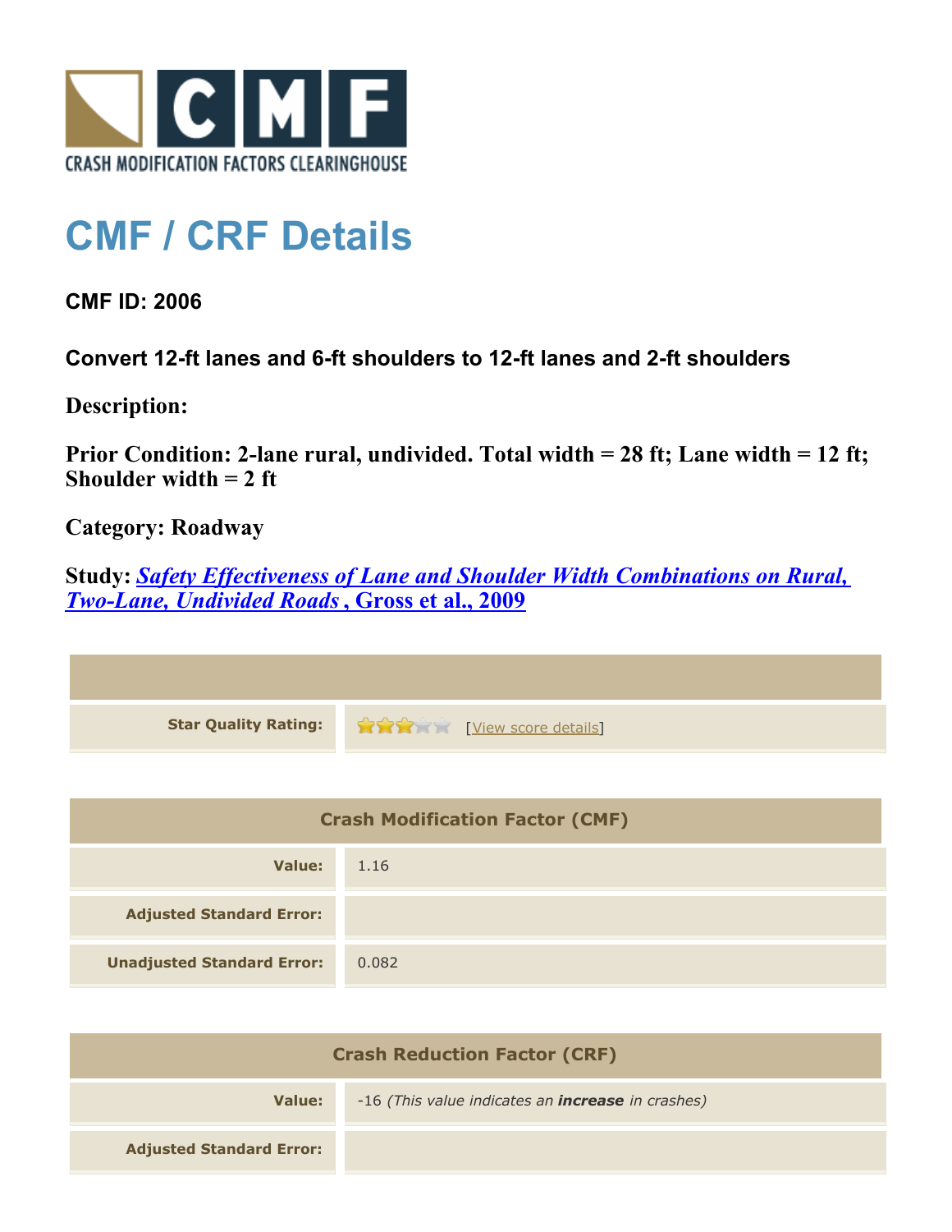CRASH MODIFICATION FACTORS CLEARINGHOUSE

# CMF / CRF Details

**CMF ID: 2006**

**Convert 12-ft lanes and 6-ft shoulders to 12-ft lanes and 2-ft shoulders**

**Description:**

**Prior Condition: 2-lane rural, undivided. Total width = 28 ft; Lane width = 12 ft; Shoulder width = 2 ft**

**Category: Roadway**

**Study: *Safety Effectiveness of Lane and Shoulder Width Combinations on Rural, Two-Lane, Undivided Roads*, Gross et al., 2009**

| | |
|---|---|
| **Star Quality Rating:** | 3 of 5 stars [View score details] |

| Crash Modification Factor (CMF) | |
|---|---|
| **Value:** | 1.16 |
| **Adjusted Standard Error:** | |
| **Unadjusted Standard Error:** | 0.082 |

| Crash Reduction Factor (CRF) | |
|---|---|
| **Value:** | -16 *(This value indicates an **increase** in crashes)* |
| **Adjusted Standard Error:** | |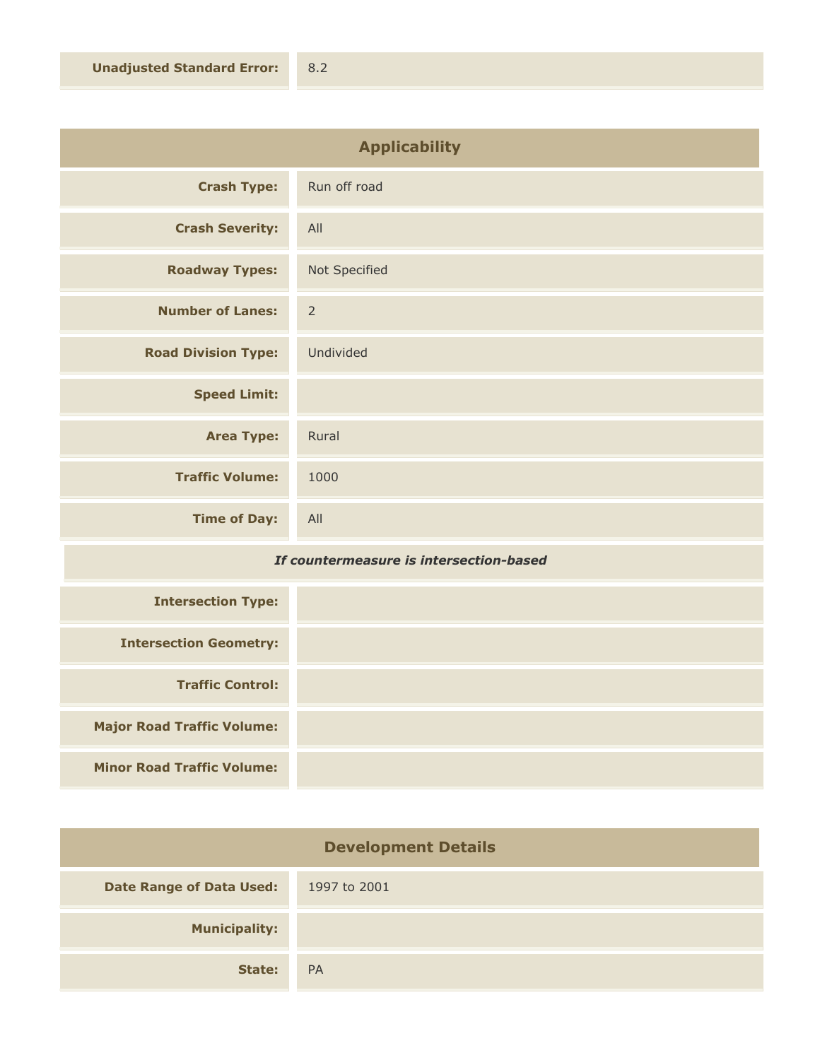| | |
|---|---|
| **Unadjusted Standard Error:** | 8.2 |

## Applicability

| | |
|---|---|
| **Crash Type:** | Run off road |
| **Crash Severity:** | All |
| **Roadway Types:** | Not Specified |
| **Number of Lanes:** | 2 |
| **Road Division Type:** | Undivided |
| **Speed Limit:** | |
| **Area Type:** | Rural |
| **Traffic Volume:** | 1000 |
| **Time of Day:** | All |

***If countermeasure is intersection-based***

| | |
|---|---|
| **Intersection Type:** | |
| **Intersection Geometry:** | |
| **Traffic Control:** | |
| **Major Road Traffic Volume:** | |
| **Minor Road Traffic Volume:** | |

## Development Details

| | |
|---|---|
| **Date Range of Data Used:** | 1997 to 2001 |
| **Municipality:** | |
| **State:** | PA |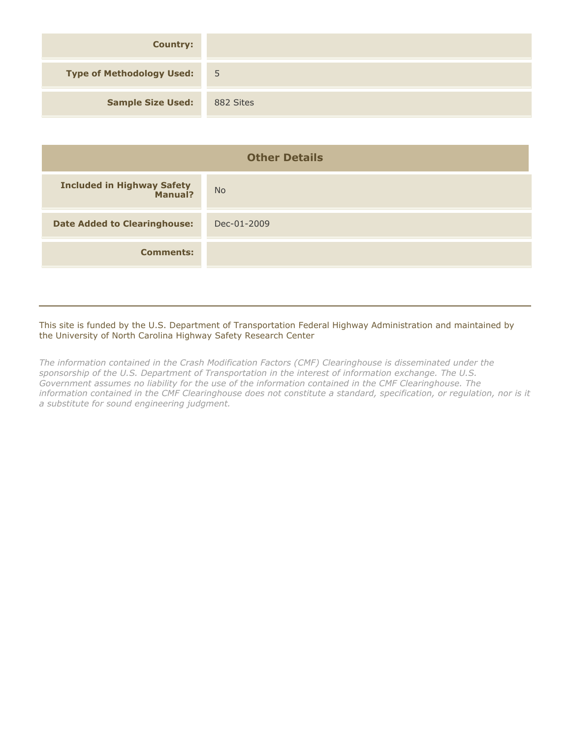| | |
|---|---|
| **Country:** | |
| **Type of Methodology Used:** | 5 |
| **Sample Size Used:** | 882 Sites |

## Other Details

| | |
|---|---|
| **Included in Highway Safety Manual?** | No |
| **Date Added to Clearinghouse:** | Dec-01-2009 |
| **Comments:** | |

---

This site is funded by the U.S. Department of Transportation Federal Highway Administration and maintained by the University of North Carolina Highway Safety Research Center

*The information contained in the Crash Modification Factors (CMF) Clearinghouse is disseminated under the sponsorship of the U.S. Department of Transportation in the interest of information exchange. The U.S. Government assumes no liability for the use of the information contained in the CMF Clearinghouse. The information contained in the CMF Clearinghouse does not constitute a standard, specification, or regulation, nor is it a substitute for sound engineering judgment.*